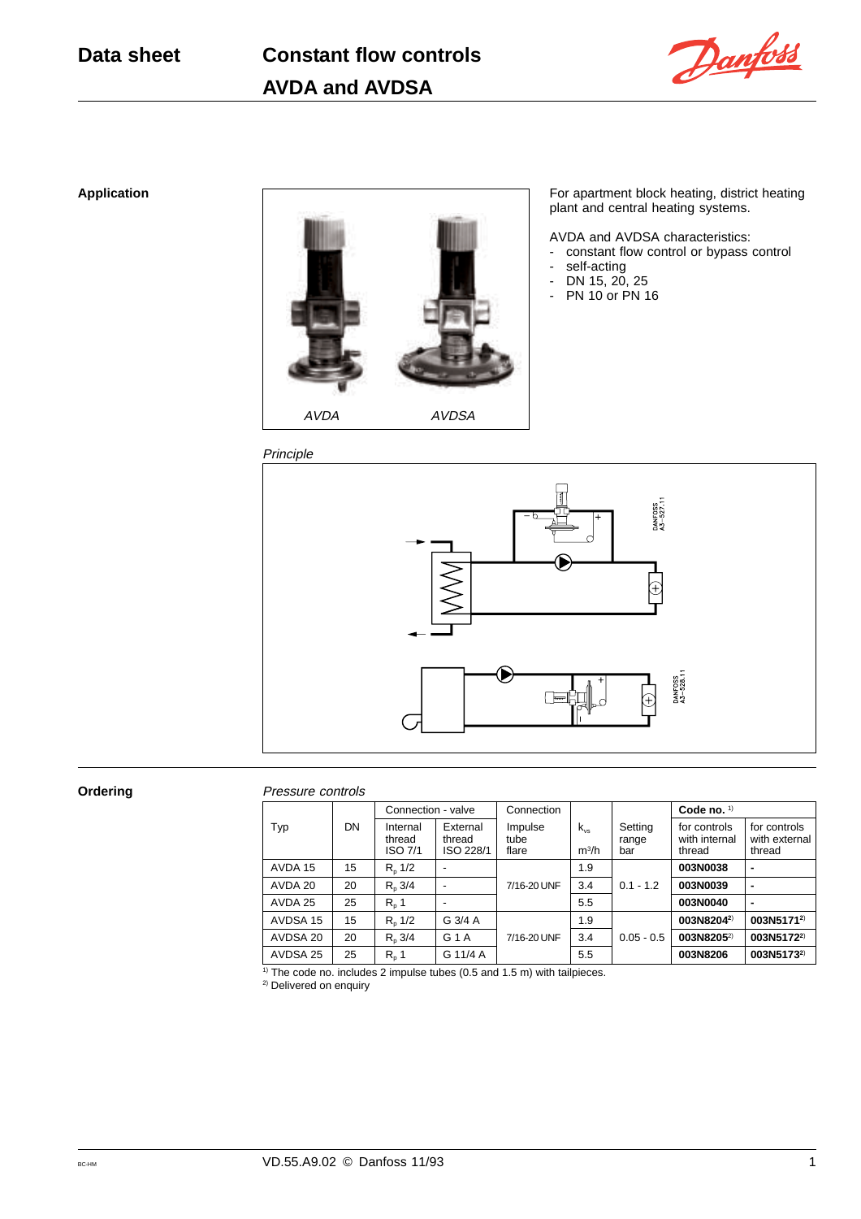# Data sheet — Constant flow controls AVDA and AVDSA

## Application

AVDA AVDSA

For apartment block heating, district heating plant and central heating systems.

AVDA and AVDSA characteristics:
- constant flow control or bypass control
- self-acting
- DN 15, 20, 25
- PN 10 or PN 16

*Principle*

## Ordering

*Pressure controls*

| Typ | DN | Connection - valve | | Connection | $k_{vs}$ | Setting range | Code no. [1] | |
|---|---|---|---|---|---|---|---|---|
| | | Internal thread ISO 7/1 | External thread ISO 228/1 | Impulse tube flare | $m^3/h$ | bar | for controls with internal thread | for controls with external thread |
| AVDA 15 | 15 | $R_p$ 1/2 | - | 7/16-20 UNF | 1.9 | 0.1 - 1.2 | **003N0038** | **-** |
| AVDA 20 | 20 | $R_p$ 3/4 | - | | 3.4 | | **003N0039** | **-** |
| AVDA 25 | 25 | $R_p$ 1 | - | | 5.5 | | **003N0040** | **-** |
| AVDSA 15 | 15 | $R_p$ 1/2 | G 3/4 A | 7/16-20 UNF | 1.9 | 0.05 - 0.5 | **003N8204**[2] | **003N5171**[2] |
| AVDSA 20 | 20 | $R_p$ 3/4 | G 1 A | | 3.4 | | **003N8205**[2] | **003N5172**[2] |
| AVDSA 25 | 25 | $R_p$ 1 | G 11/4 A | | 5.5 | | **003N8206** | **003N5173**[2] |

[1] The code no. includes 2 impulse tubes (0.5 and 1.5 m) with tailpieces.
[2] Delivered on enquiry

VD.55.A9.02 © Danfoss 11/93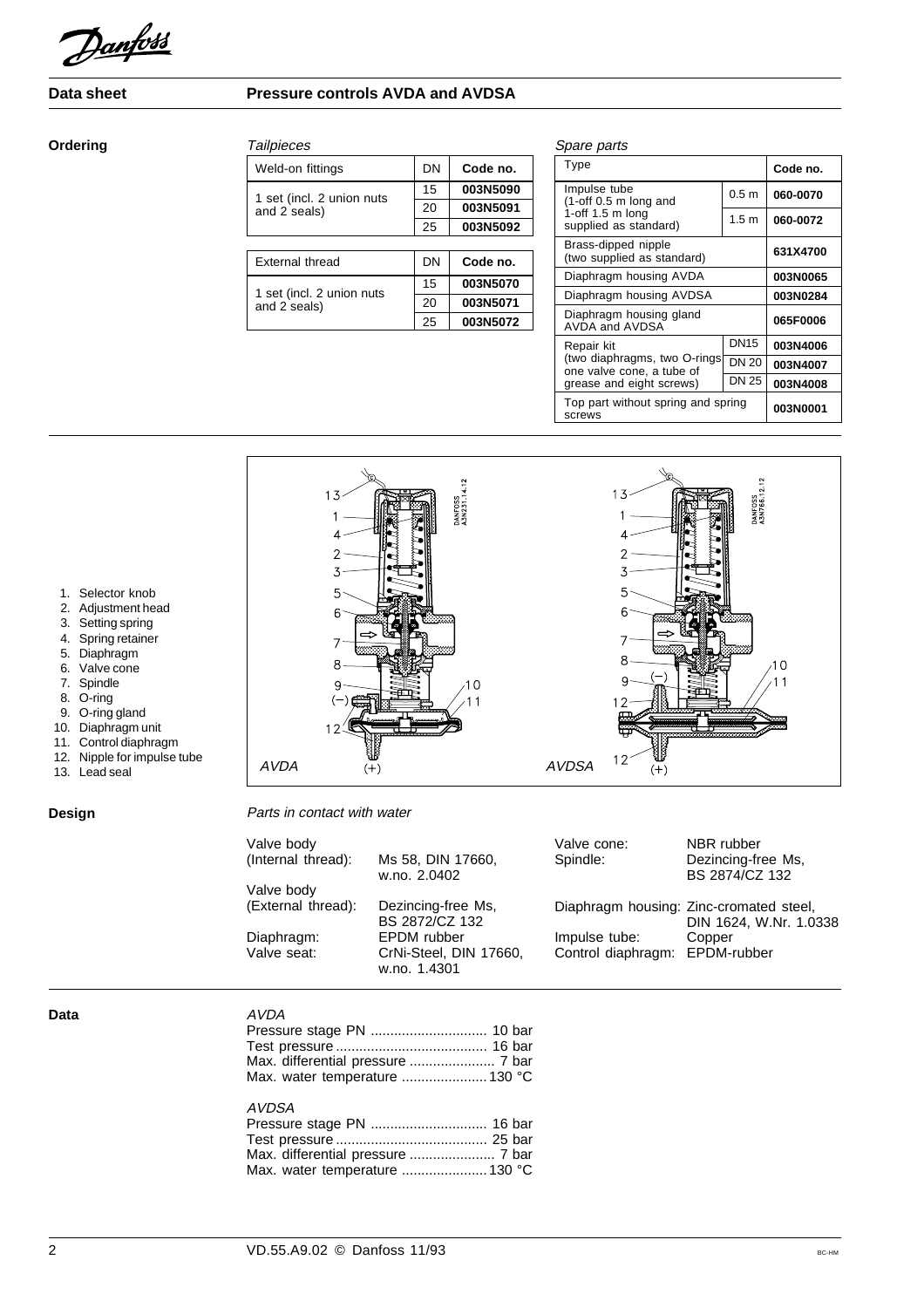## Ordering

*Tailpieces*

| Weld-on fittings | DN | Code no. |
|---|---|---|
| 1 set (incl. 2 union nuts and 2 seals) | 15 | **003N5090** |
| | 20 | **003N5091** |
| | 25 | **003N5092** |

| External thread | DN | Code no. |
|---|---|---|
| 1 set (incl. 2 union nuts and 2 seals) | 15 | **003N5070** |
| | 20 | **003N5071** |
| | 25 | **003N5072** |

*Spare parts*

| Type | | Code no. |
|---|---|---|
| Impulse tube (1-off 0.5 m long and 1-off 1.5 m long supplied as standard) | 0.5 m | **060-0070** |
| | 1.5 m | **060-0072** |
| Brass-dipped nipple (two supplied as standard) | | **631X4700** |
| Diaphragm housing AVDA | | **003N0065** |
| Diaphragm housing AVDSA | | **003N0284** |
| Diaphragm housing gland AVDA and AVDSA | | **065F0006** |
| Repair kit (two diaphragms, two O-rings one valve cone, a tube of grease and eight screws) | DN15 | **003N4006** |
| | DN 20 | **003N4007** |
| | DN 25 | **003N4008** |
| Top part without spring and spring screws | | **003N0001** |

1. Selector knob
2. Adjustment head
3. Setting spring
4. Spring retainer
5. Diaphragm
6. Valve cone
7. Spindle
8. O-ring
9. O-ring gland
10. Diaphragm unit
11. Control diaphragm
12. Nipple for impulse tube
13. Lead seal

AVDA AVDSA

## Design

*Parts in contact with water*

| | |
|---|---|
| Valve body (Internal thread): | Ms 58, DIN 17660, w.no. 2.0402 |
| Valve body (External thread): | Dezincing-free Ms, BS 2872/CZ 132 |
| Diaphragm: | EPDM rubber |
| Valve seat: | CrNi-Steel, DIN 17660, w.no. 1.4301 |
| Valve cone: | NBR rubber |
| Spindle: | Dezincing-free Ms, BS 2874/CZ 132 |
| Diaphragm housing: | Zinc-cromated steel, DIN 1624, W.Nr. 1.0338 |
| Impulse tube: | Copper |
| Control diaphragm: | EPDM-rubber |

## Data

*AVDA*

Pressure stage PN .............................. 10 bar
Test pressure ....................................... 16 bar
Max. differential pressure ...................... 7 bar
Max. water temperature ...................... 130 °C

*AVDSA*

Pressure stage PN .............................. 16 bar
Test pressure ....................................... 25 bar
Max. differential pressure ...................... 7 bar
Max. water temperature ...................... 130 °C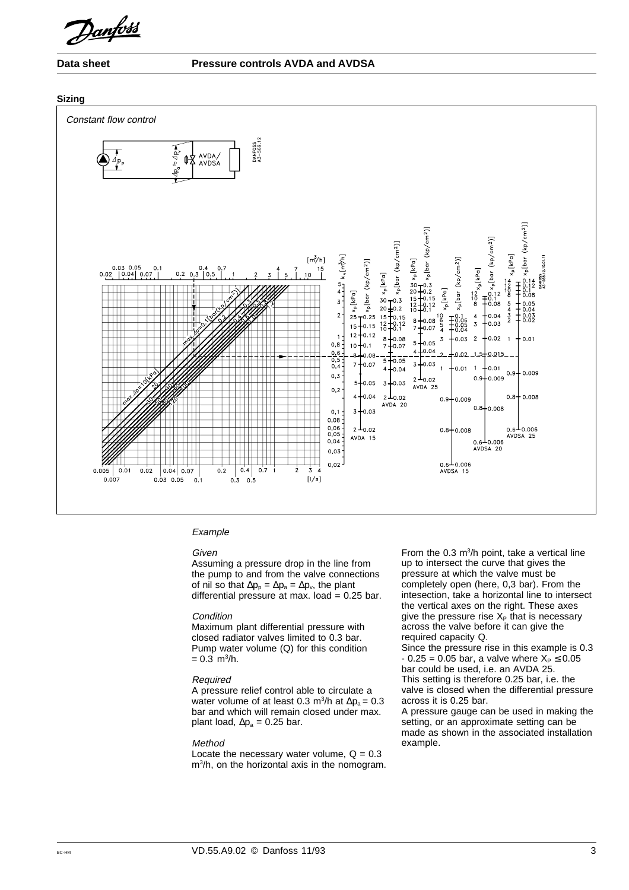## Sizing

*Constant flow control*

### *Example*

*Given*

Assuming a pressure drop in the line from the pump to and from the valve connections of nil so that $\Delta p_p = \Delta p_a = \Delta p_v$, the plant differential pressure at max. load = 0.25 bar.

*Condition*

Maximum plant differential pressure with closed radiator valves limited to 0.3 bar. Pump water volume (Q) for this condition = 0.3 $m^3/h$.

*Required*

A pressure relief control able to circulate a water volume of at least 0.3 $m^3/h$ at $\Delta p_a = 0.3$ bar and which will remain closed under max. plant load, $\Delta p_a = 0.25$ bar.

*Method*

Locate the necessary water volume, Q = 0.3 $m^3/h$, on the horizontal axis in the nomogram.

From the 0.3 $m^3/h$ point, take a vertical line up to intersect the curve that gives the pressure at which the valve must be completely open (here, 0,3 bar). From the intesection, take a horizontal line to intersect the vertical axes on the right. These axes give the pressure rise $X_P$ that is necessary across the valve before it can give the required capacity Q.

Since the pressure rise in this example is 0.3 - 0.25 = 0.05 bar, a valve where $X_P \leq 0.05$ bar could be used, i.e. an AVDA 25.

This setting is therefore 0.25 bar, i.e. the valve is closed when the differential pressure across it is 0.25 bar.

A pressure gauge can be used in making the setting, or an approximate setting can be made as shown in the associated installation example.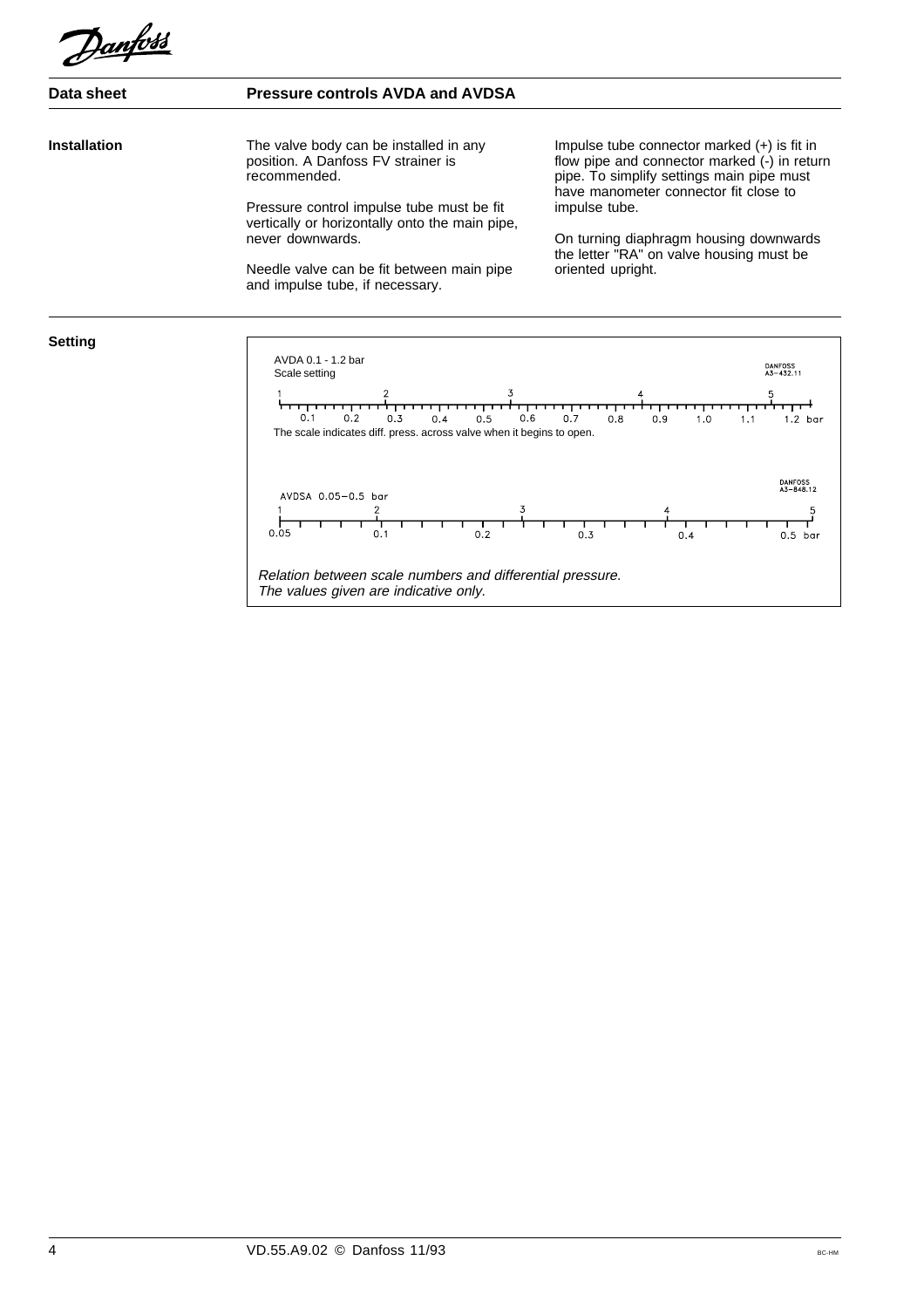**Data sheet** | **Pressure controls AVDA and AVDSA**

## Installation

The valve body can be installed in any position. A Danfoss FV strainer is recommended.

Pressure control impulse tube must be fit vertically or horizontally onto the main pipe, never downwards.

Needle valve can be fit between main pipe and impulse tube, if necessary.

Impulse tube connector marked (+) is fit in flow pipe and connector marked (-) in return pipe. To simplify settings main pipe must have manometer connector fit close to impulse tube.

On turning diaphragm housing downwards the letter "RA" on valve housing must be oriented upright.

## Setting

AVDA 0.1 - 1.2 bar
Scale setting

DANFOSS
A3-432.11

| Scale number | 1 | 2 | 3 | 4 | 5 |
|---|---|---|---|---|---|

Scale: 0.1, 0.2, 0.3, 0.4, 0.5, 0.6, 0.7, 0.8, 0.9, 1.0, 1.1, 1.2 bar

The scale indicates diff. press. across valve when it begins to open.

AVDSA 0.05–0.5 bar

DANFOSS
A3-848.12

| Scale number | 1 | 2 | 3 | 4 | 5 |
|---|---|---|---|---|---|

Scale: 0.05, 0.1, 0.2, 0.3, 0.4, 0.5 bar

*Relation between scale numbers and differential pressure.*
*The values given are indicative only.*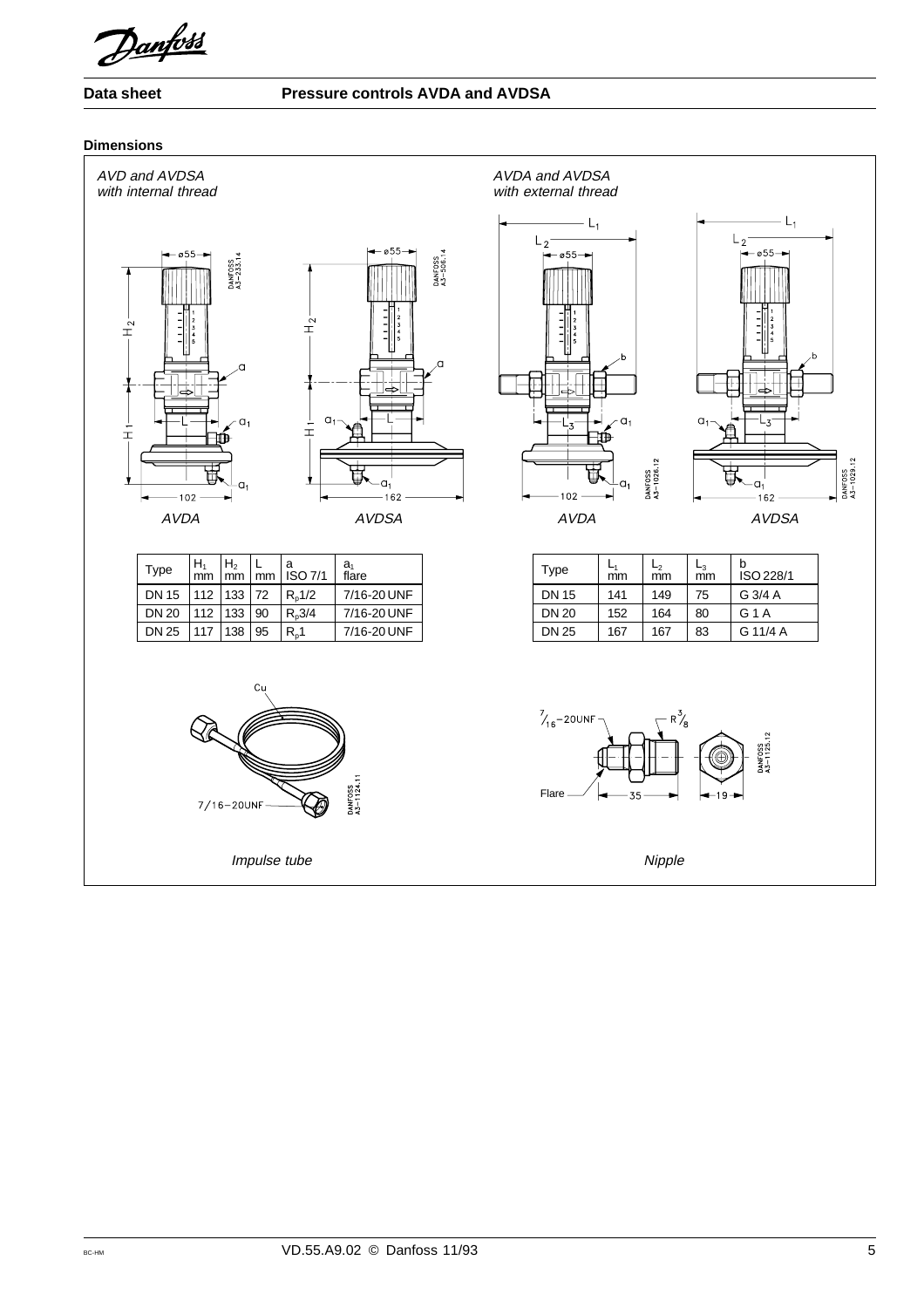## Dimensions

*AVD and AVDSA with internal thread*

*AVDA*    *AVDSA*

| Type | $H_1$ mm | $H_2$ mm | L mm | a ISO 7/1 | $a_1$ flare |
|---|---|---|---|---|---|
| DN 15 | 112 | 133 | 72 | $R_p1/2$ | 7/16-20 UNF |
| DN 20 | 112 | 133 | 90 | $R_p3/4$ | 7/16-20 UNF |
| DN 25 | 117 | 138 | 95 | $R_p1$ | 7/16-20 UNF |

*AVDA and AVDSA with external thread*

*AVDA*    *AVDSA*

| Type | $L_1$ mm | $L_2$ mm | $L_3$ mm | b ISO 228/1 |
|---|---|---|---|---|
| DN 15 | 141 | 149 | 75 | G 3/4 A |
| DN 20 | 152 | 164 | 80 | G 1 A |
| DN 25 | 167 | 167 | 83 | G 11/4 A |

*Impulse tube*

*Nipple*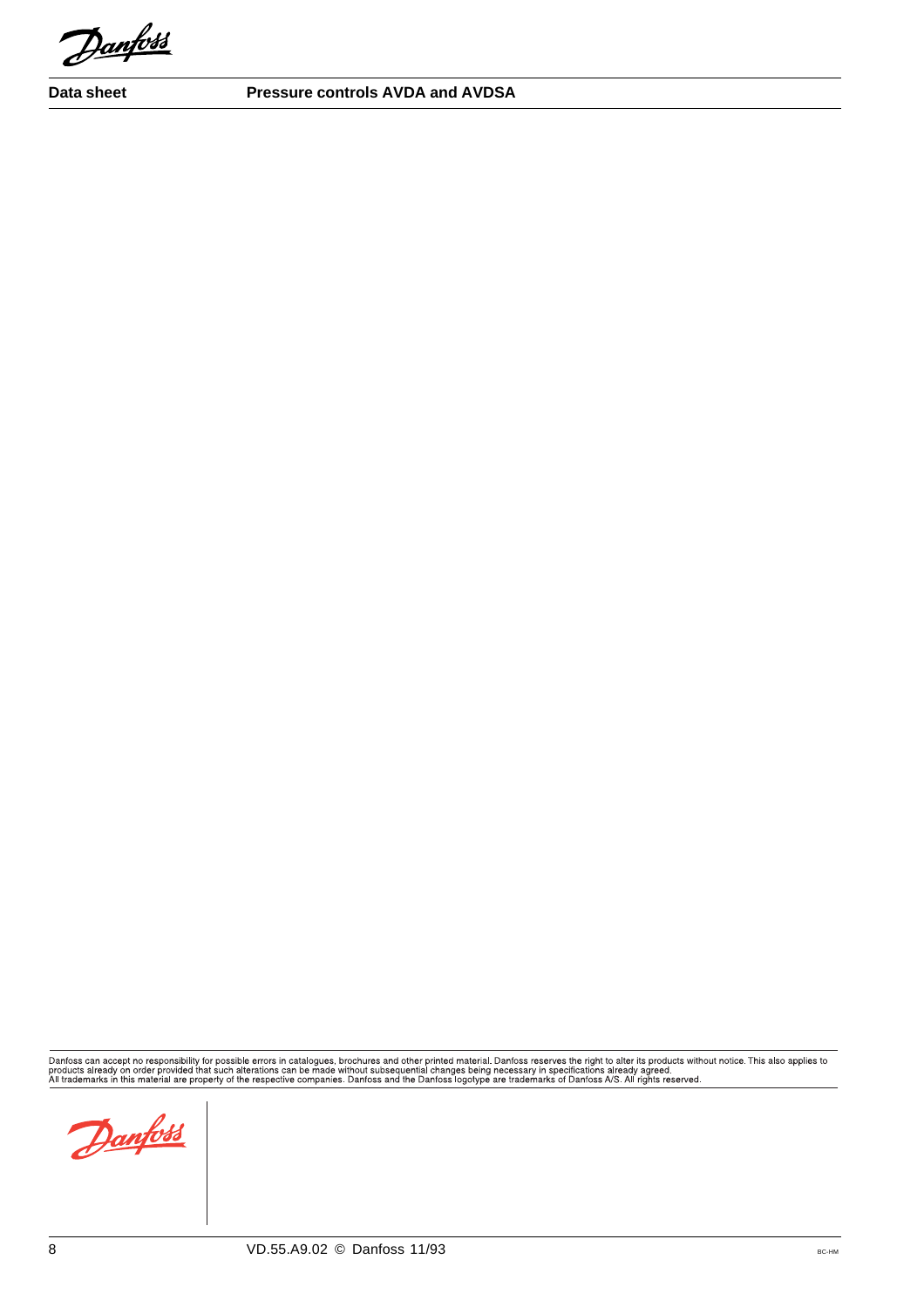Danfoss can accept no responsibility for possible errors in catalogues, brochures and other printed material. Danfoss reserves the right to alter its products without notice. This also applies to products already on order provided that such alterations can be made without subsequential changes being necessary in specifications already agreed.
All trademarks in this material are property of the respective companies. Danfoss and the Danfoss logotype are trademarks of Danfoss A/S. All rights reserved.

VD.55.A9.02 © Danfoss 11/93